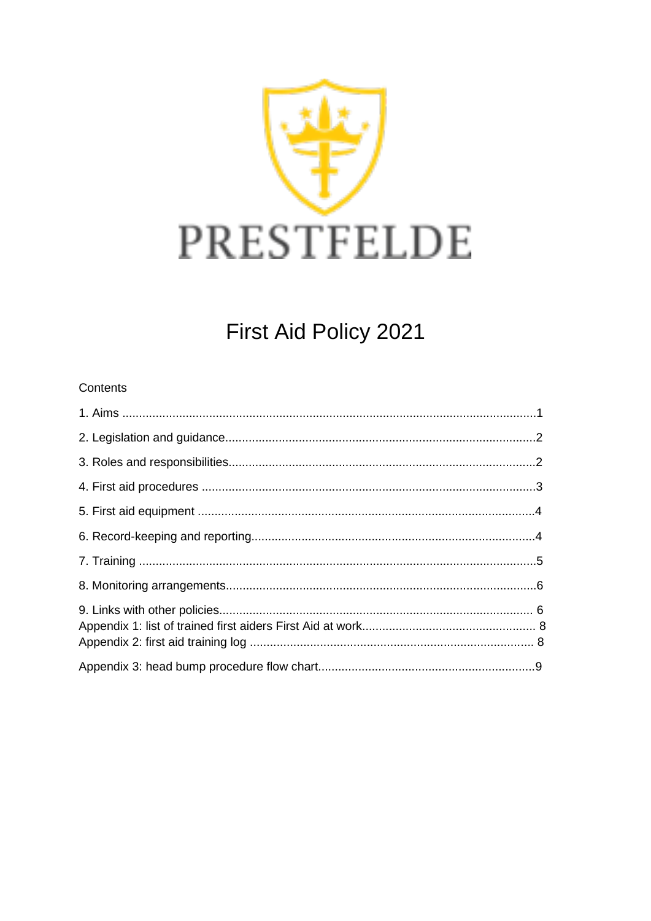PRESTFELDE

# First Aid Policy 2021

Contents

1. Aims ........................................................................................................................1
2. Legislation and guidance...........................................................................................2
3. Roles and responsibilities...........................................................................................2
4. First aid procedures ...................................................................................................3
5. First aid equipment ....................................................................................................4
6. Record-keeping and reporting....................................................................................4
7. Training ......................................................................................................................5
8. Monitoring arrangements............................................................................................6
9. Links with other policies............................................................................................ 6

Appendix 1: list of trained first aiders First Aid at work................................................... 8

Appendix 2: first aid training log .................................................................................... 8

Appendix 3: head bump procedure flow chart................................................................9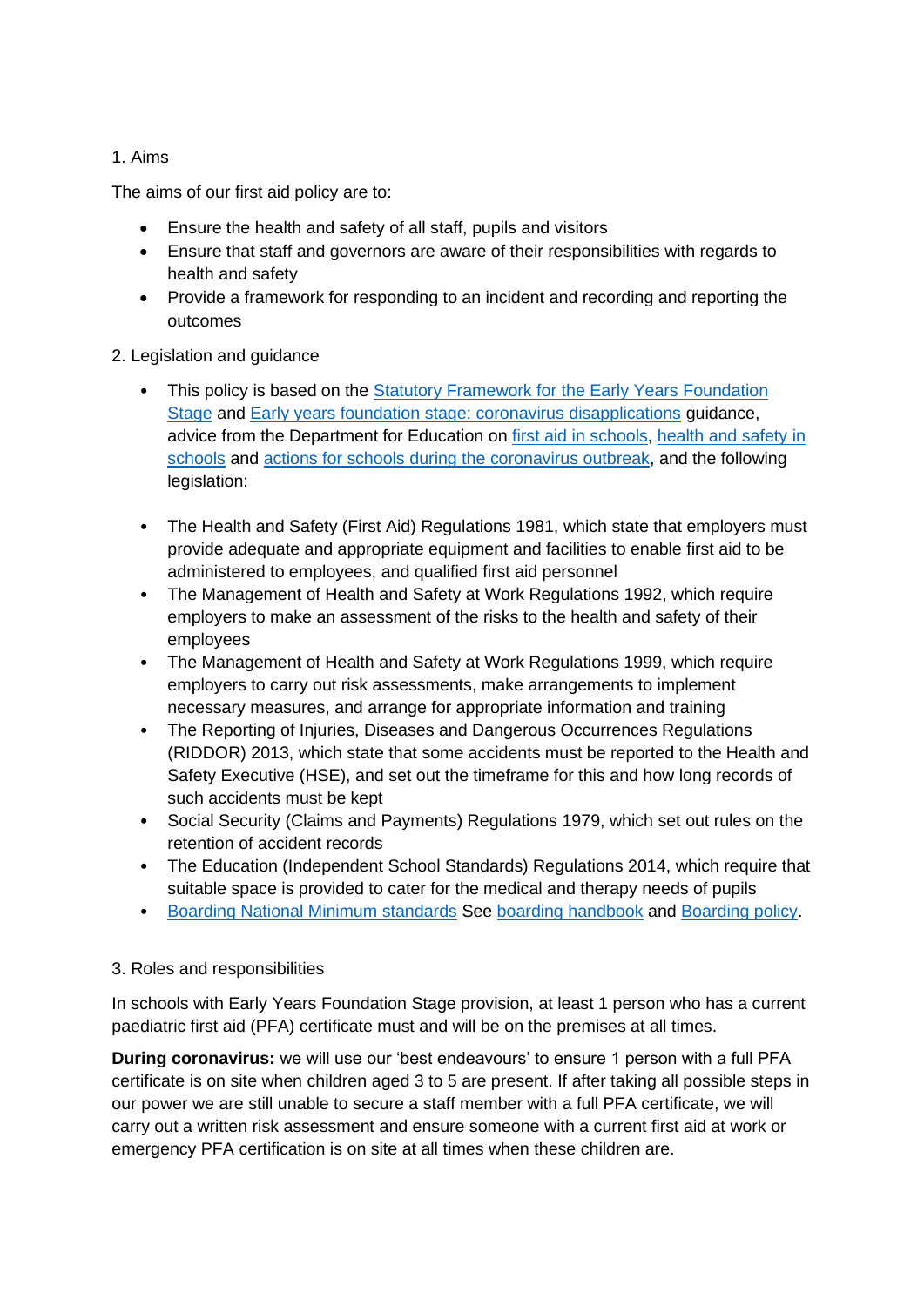## 1. Aims

The aims of our first aid policy are to:

- Ensure the health and safety of all staff, pupils and visitors
- Ensure that staff and governors are aware of their responsibilities with regards to health and safety
- Provide a framework for responding to an incident and recording and reporting the outcomes

## 2. Legislation and guidance

- This policy is based on the Statutory Framework for the Early Years Foundation Stage and Early years foundation stage: coronavirus disapplications guidance, advice from the Department for Education on first aid in schools, health and safety in schools and actions for schools during the coronavirus outbreak, and the following legislation:

- The Health and Safety (First Aid) Regulations 1981, which state that employers must provide adequate and appropriate equipment and facilities to enable first aid to be administered to employees, and qualified first aid personnel
- The Management of Health and Safety at Work Regulations 1992, which require employers to make an assessment of the risks to the health and safety of their employees
- The Management of Health and Safety at Work Regulations 1999, which require employers to carry out risk assessments, make arrangements to implement necessary measures, and arrange for appropriate information and training
- The Reporting of Injuries, Diseases and Dangerous Occurrences Regulations (RIDDOR) 2013, which state that some accidents must be reported to the Health and Safety Executive (HSE), and set out the timeframe for this and how long records of such accidents must be kept
- Social Security (Claims and Payments) Regulations 1979, which set out rules on the retention of accident records
- The Education (Independent School Standards) Regulations 2014, which require that suitable space is provided to cater for the medical and therapy needs of pupils
- Boarding National Minimum standards See boarding handbook and Boarding policy.

## 3. Roles and responsibilities

In schools with Early Years Foundation Stage provision, at least 1 person who has a current paediatric first aid (PFA) certificate must and will be on the premises at all times.

**During coronavirus:** we will use our 'best endeavours' to ensure 1 person with a full PFA certificate is on site when children aged 3 to 5 are present. If after taking all possible steps in our power we are still unable to secure a staff member with a full PFA certificate, we will carry out a written risk assessment and ensure someone with a current first aid at work or emergency PFA certification is on site at all times when these children are.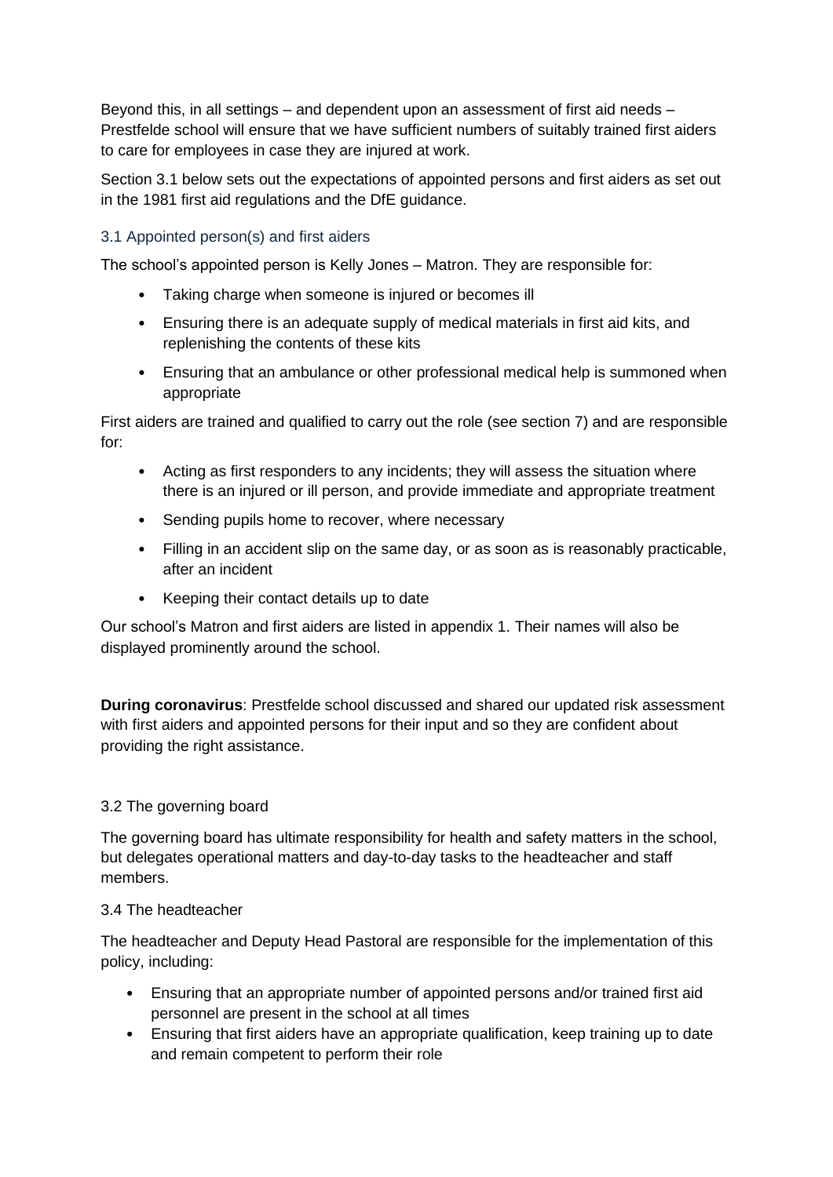Beyond this, in all settings – and dependent upon an assessment of first aid needs – Prestfelde school will ensure that we have sufficient numbers of suitably trained first aiders to care for employees in case they are injured at work.

Section 3.1 below sets out the expectations of appointed persons and first aiders as set out in the 1981 first aid regulations and the DfE guidance.

### 3.1 Appointed person(s) and first aiders

The school's appointed person is Kelly Jones – Matron. They are responsible for:

- Taking charge when someone is injured or becomes ill
- Ensuring there is an adequate supply of medical materials in first aid kits, and replenishing the contents of these kits
- Ensuring that an ambulance or other professional medical help is summoned when appropriate

First aiders are trained and qualified to carry out the role (see section 7) and are responsible for:

- Acting as first responders to any incidents; they will assess the situation where there is an injured or ill person, and provide immediate and appropriate treatment
- Sending pupils home to recover, where necessary
- Filling in an accident slip on the same day, or as soon as is reasonably practicable, after an incident
- Keeping their contact details up to date

Our school's Matron and first aiders are listed in appendix 1. Their names will also be displayed prominently around the school.

**During coronavirus**: Prestfelde school discussed and shared our updated risk assessment with first aiders and appointed persons for their input and so they are confident about providing the right assistance.

### 3.2 The governing board

The governing board has ultimate responsibility for health and safety matters in the school, but delegates operational matters and day-to-day tasks to the headteacher and staff members.

### 3.4 The headteacher

The headteacher and Deputy Head Pastoral are responsible for the implementation of this policy, including:

- Ensuring that an appropriate number of appointed persons and/or trained first aid personnel are present in the school at all times
- Ensuring that first aiders have an appropriate qualification, keep training up to date and remain competent to perform their role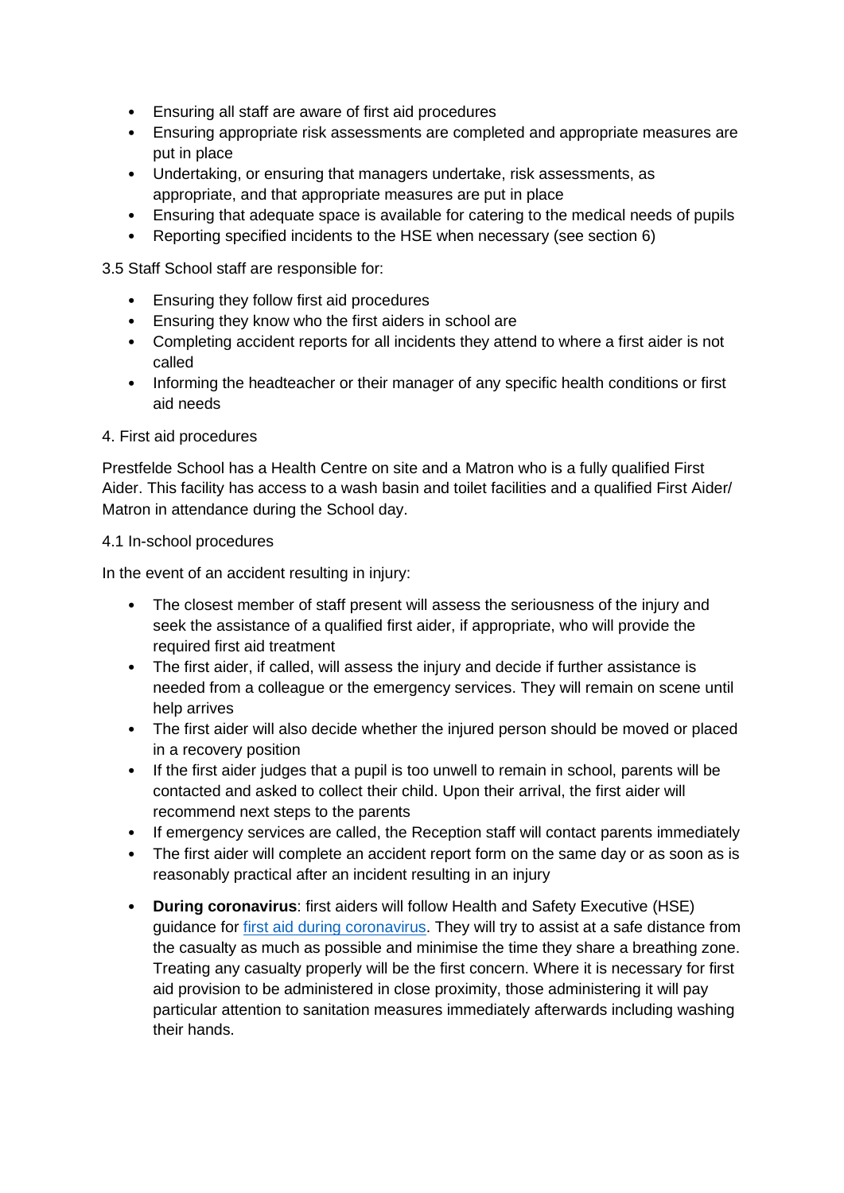- Ensuring all staff are aware of first aid procedures
- Ensuring appropriate risk assessments are completed and appropriate measures are put in place
- Undertaking, or ensuring that managers undertake, risk assessments, as appropriate, and that appropriate measures are put in place
- Ensuring that adequate space is available for catering to the medical needs of pupils
- Reporting specified incidents to the HSE when necessary (see section 6)

3.5 Staff School staff are responsible for:

- Ensuring they follow first aid procedures
- Ensuring they know who the first aiders in school are
- Completing accident reports for all incidents they attend to where a first aider is not called
- Informing the headteacher or their manager of any specific health conditions or first aid needs

## 4. First aid procedures

Prestfelde School has a Health Centre on site and a Matron who is a fully qualified First Aider. This facility has access to a wash basin and toilet facilities and a qualified First Aider/ Matron in attendance during the School day.

### 4.1 In-school procedures

In the event of an accident resulting in injury:

- The closest member of staff present will assess the seriousness of the injury and seek the assistance of a qualified first aider, if appropriate, who will provide the required first aid treatment
- The first aider, if called, will assess the injury and decide if further assistance is needed from a colleague or the emergency services. They will remain on scene until help arrives
- The first aider will also decide whether the injured person should be moved or placed in a recovery position
- If the first aider judges that a pupil is too unwell to remain in school, parents will be contacted and asked to collect their child. Upon their arrival, the first aider will recommend next steps to the parents
- If emergency services are called, the Reception staff will contact parents immediately
- The first aider will complete an accident report form on the same day or as soon as is reasonably practical after an incident resulting in an injury
- **During coronavirus**: first aiders will follow Health and Safety Executive (HSE) guidance for first aid during coronavirus. They will try to assist at a safe distance from the casualty as much as possible and minimise the time they share a breathing zone. Treating any casualty properly will be the first concern. Where it is necessary for first aid provision to be administered in close proximity, those administering it will pay particular attention to sanitation measures immediately afterwards including washing their hands.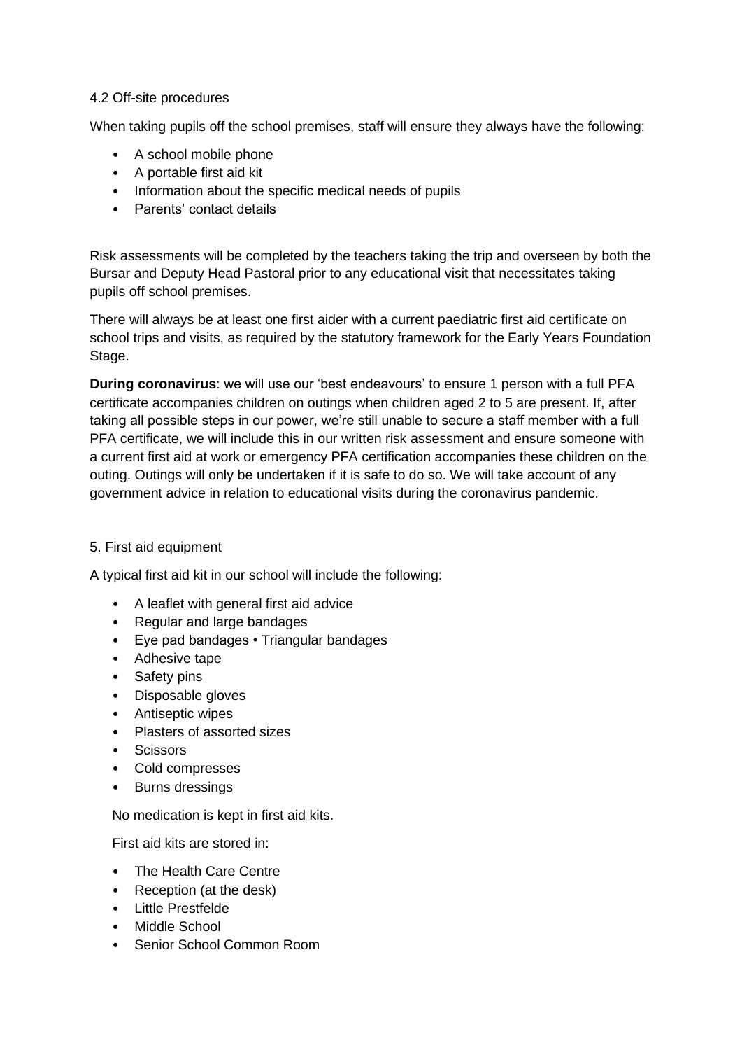### 4.2 Off-site procedures

When taking pupils off the school premises, staff will ensure they always have the following:

- A school mobile phone
- A portable first aid kit
- Information about the specific medical needs of pupils
- Parents' contact details

Risk assessments will be completed by the teachers taking the trip and overseen by both the Bursar and Deputy Head Pastoral prior to any educational visit that necessitates taking pupils off school premises.

There will always be at least one first aider with a current paediatric first aid certificate on school trips and visits, as required by the statutory framework for the Early Years Foundation Stage.

**During coronavirus**: we will use our 'best endeavours' to ensure 1 person with a full PFA certificate accompanies children on outings when children aged 2 to 5 are present. If, after taking all possible steps in our power, we're still unable to secure a staff member with a full PFA certificate, we will include this in our written risk assessment and ensure someone with a current first aid at work or emergency PFA certification accompanies these children on the outing. Outings will only be undertaken if it is safe to do so. We will take account of any government advice in relation to educational visits during the coronavirus pandemic.

## 5. First aid equipment

A typical first aid kit in our school will include the following:

- A leaflet with general first aid advice
- Regular and large bandages
- Eye pad bandages • Triangular bandages
- Adhesive tape
- Safety pins
- Disposable gloves
- Antiseptic wipes
- Plasters of assorted sizes
- Scissors
- Cold compresses
- Burns dressings

No medication is kept in first aid kits.

First aid kits are stored in:

- The Health Care Centre
- Reception (at the desk)
- Little Prestfelde
- Middle School
- Senior School Common Room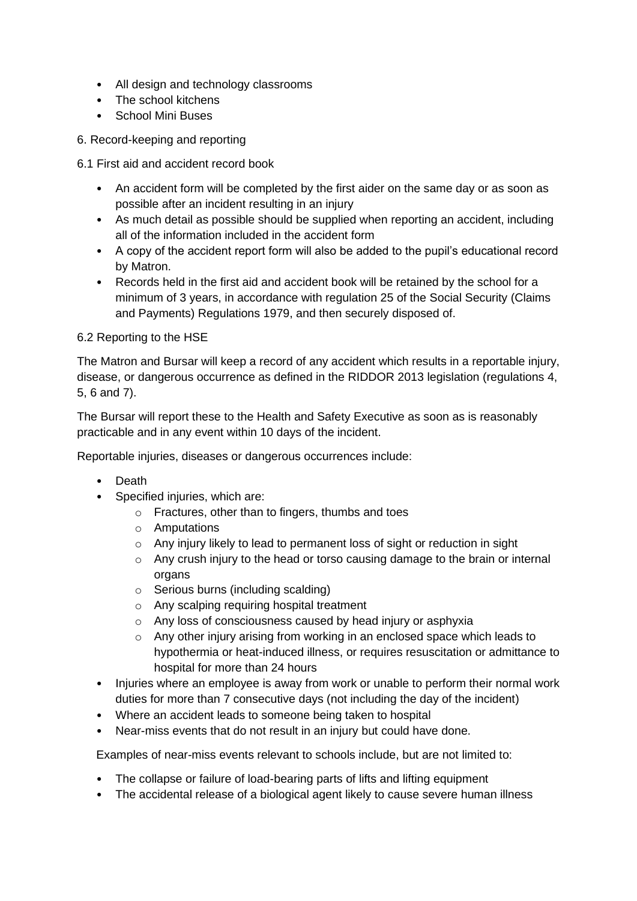- All design and technology classrooms
- The school kitchens
- School Mini Buses

## 6. Record-keeping and reporting

### 6.1 First aid and accident record book

- An accident form will be completed by the first aider on the same day or as soon as possible after an incident resulting in an injury
- As much detail as possible should be supplied when reporting an accident, including all of the information included in the accident form
- A copy of the accident report form will also be added to the pupil's educational record by Matron.
- Records held in the first aid and accident book will be retained by the school for a minimum of 3 years, in accordance with regulation 25 of the Social Security (Claims and Payments) Regulations 1979, and then securely disposed of.

### 6.2 Reporting to the HSE

The Matron and Bursar will keep a record of any accident which results in a reportable injury, disease, or dangerous occurrence as defined in the RIDDOR 2013 legislation (regulations 4, 5, 6 and 7).

The Bursar will report these to the Health and Safety Executive as soon as is reasonably practicable and in any event within 10 days of the incident.

Reportable injuries, diseases or dangerous occurrences include:

- Death
- Specified injuries, which are:
  - Fractures, other than to fingers, thumbs and toes
  - Amputations
  - Any injury likely to lead to permanent loss of sight or reduction in sight
  - Any crush injury to the head or torso causing damage to the brain or internal organs
  - Serious burns (including scalding)
  - Any scalping requiring hospital treatment
  - Any loss of consciousness caused by head injury or asphyxia
  - Any other injury arising from working in an enclosed space which leads to hypothermia or heat-induced illness, or requires resuscitation or admittance to hospital for more than 24 hours
- Injuries where an employee is away from work or unable to perform their normal work duties for more than 7 consecutive days (not including the day of the incident)
- Where an accident leads to someone being taken to hospital
- Near-miss events that do not result in an injury but could have done.

Examples of near-miss events relevant to schools include, but are not limited to:

- The collapse or failure of load-bearing parts of lifts and lifting equipment
- The accidental release of a biological agent likely to cause severe human illness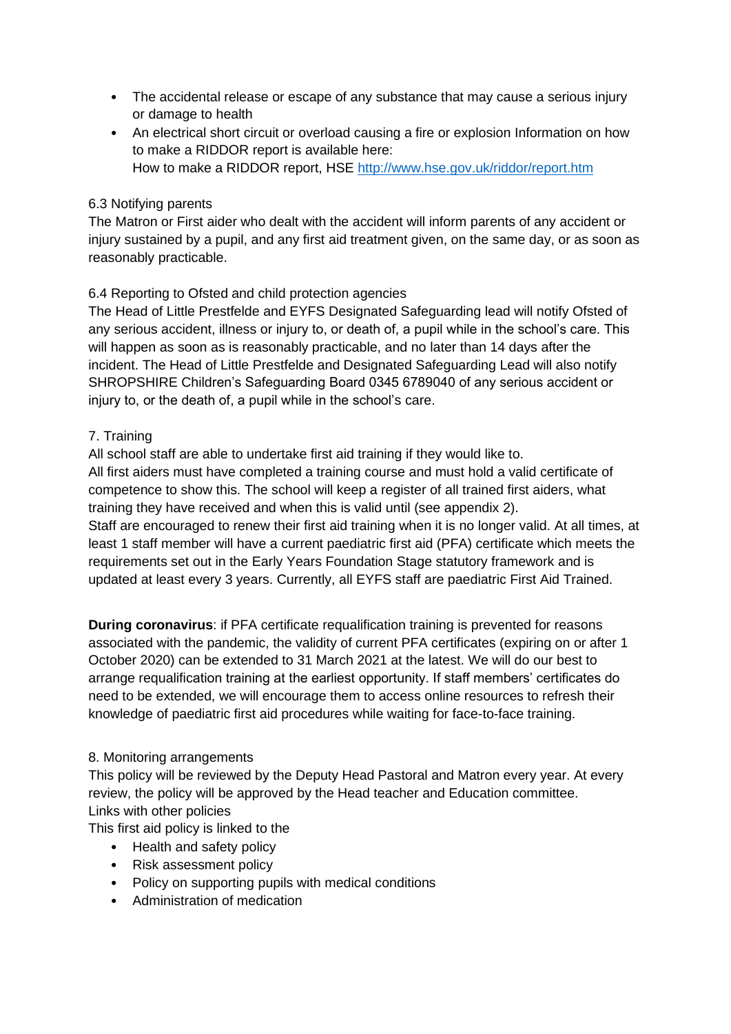- The accidental release or escape of any substance that may cause a serious injury or damage to health
- An electrical short circuit or overload causing a fire or explosion Information on how to make a RIDDOR report is available here:
  How to make a RIDDOR report, HSE [http://www.hse.gov.uk/riddor/report.htm](http://www.hse.gov.uk/riddor/report.htm)

### 6.3 Notifying parents

The Matron or First aider who dealt with the accident will inform parents of any accident or injury sustained by a pupil, and any first aid treatment given, on the same day, or as soon as reasonably practicable.

### 6.4 Reporting to Ofsted and child protection agencies

The Head of Little Prestfelde and EYFS Designated Safeguarding lead will notify Ofsted of any serious accident, illness or injury to, or death of, a pupil while in the school's care. This will happen as soon as is reasonably practicable, and no later than 14 days after the incident. The Head of Little Prestfelde and Designated Safeguarding Lead will also notify SHROPSHIRE Children's Safeguarding Board 0345 6789040 of any serious accident or injury to, or the death of, a pupil while in the school's care.

## 7. Training

All school staff are able to undertake first aid training if they would like to.
All first aiders must have completed a training course and must hold a valid certificate of competence to show this. The school will keep a register of all trained first aiders, what training they have received and when this is valid until (see appendix 2).
Staff are encouraged to renew their first aid training when it is no longer valid. At all times, at least 1 staff member will have a current paediatric first aid (PFA) certificate which meets the requirements set out in the Early Years Foundation Stage statutory framework and is updated at least every 3 years. Currently, all EYFS staff are paediatric First Aid Trained.

**During coronavirus**: if PFA certificate requalification training is prevented for reasons associated with the pandemic, the validity of current PFA certificates (expiring on or after 1 October 2020) can be extended to 31 March 2021 at the latest. We will do our best to arrange requalification training at the earliest opportunity. If staff members' certificates do need to be extended, we will encourage them to access online resources to refresh their knowledge of paediatric first aid procedures while waiting for face-to-face training.

## 8. Monitoring arrangements

This policy will be reviewed by the Deputy Head Pastoral and Matron every year. At every review, the policy will be approved by the Head teacher and Education committee.
Links with other policies
This first aid policy is linked to the

- Health and safety policy
- Risk assessment policy
- Policy on supporting pupils with medical conditions
- Administration of medication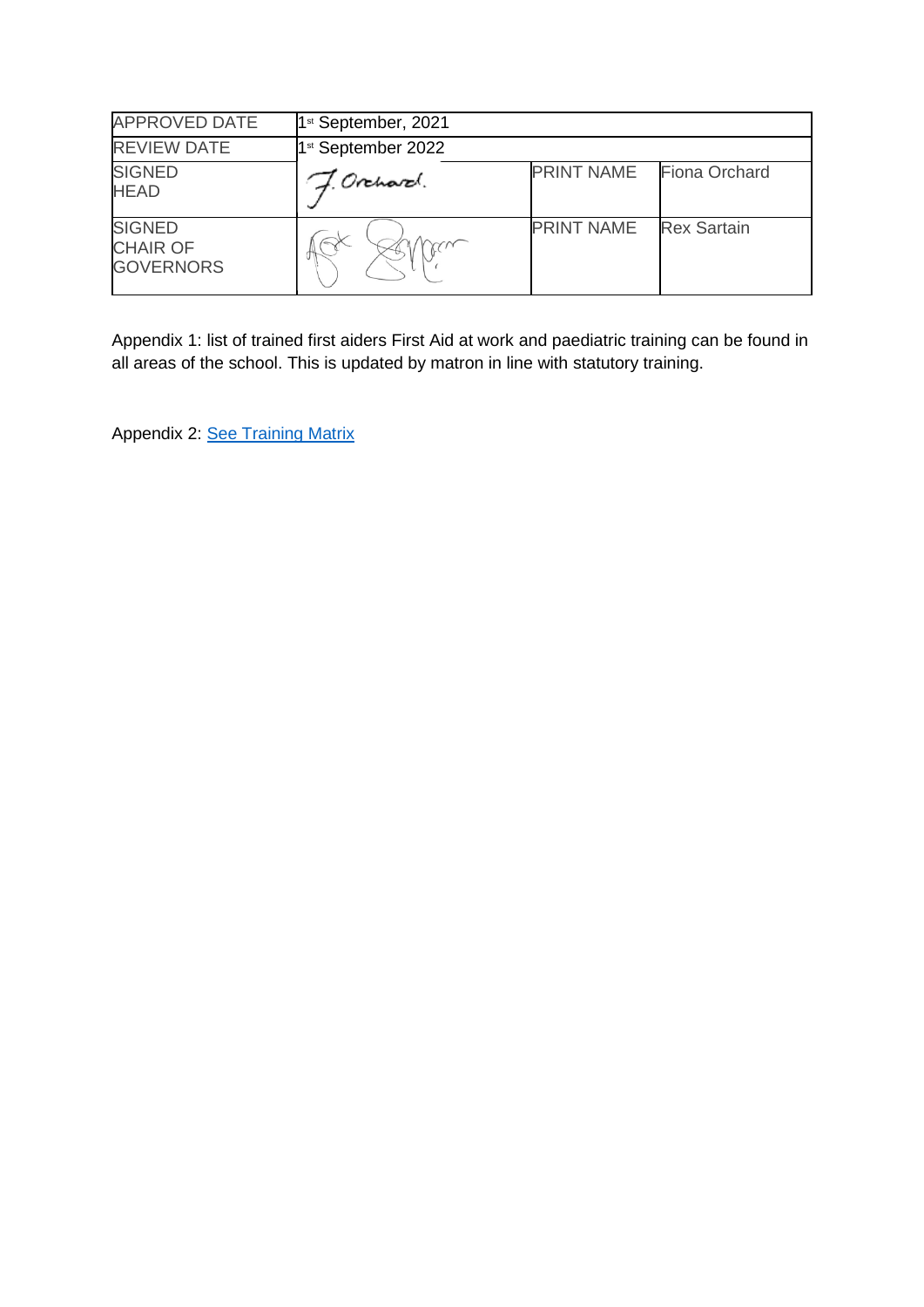| | | | |
|---|---|---|---|
| APPROVED DATE | 1st September, 2021 | | |
| REVIEW DATE | 1st September 2022 | | |
| SIGNED HEAD | F. Orchard. | PRINT NAME | Fiona Orchard |
| SIGNED CHAIR OF GOVERNORS | | PRINT NAME | Rex Sartain |

Appendix 1: list of trained first aiders First Aid at work and paediatric training can be found in all areas of the school. This is updated by matron in line with statutory training.

Appendix 2: See Training Matrix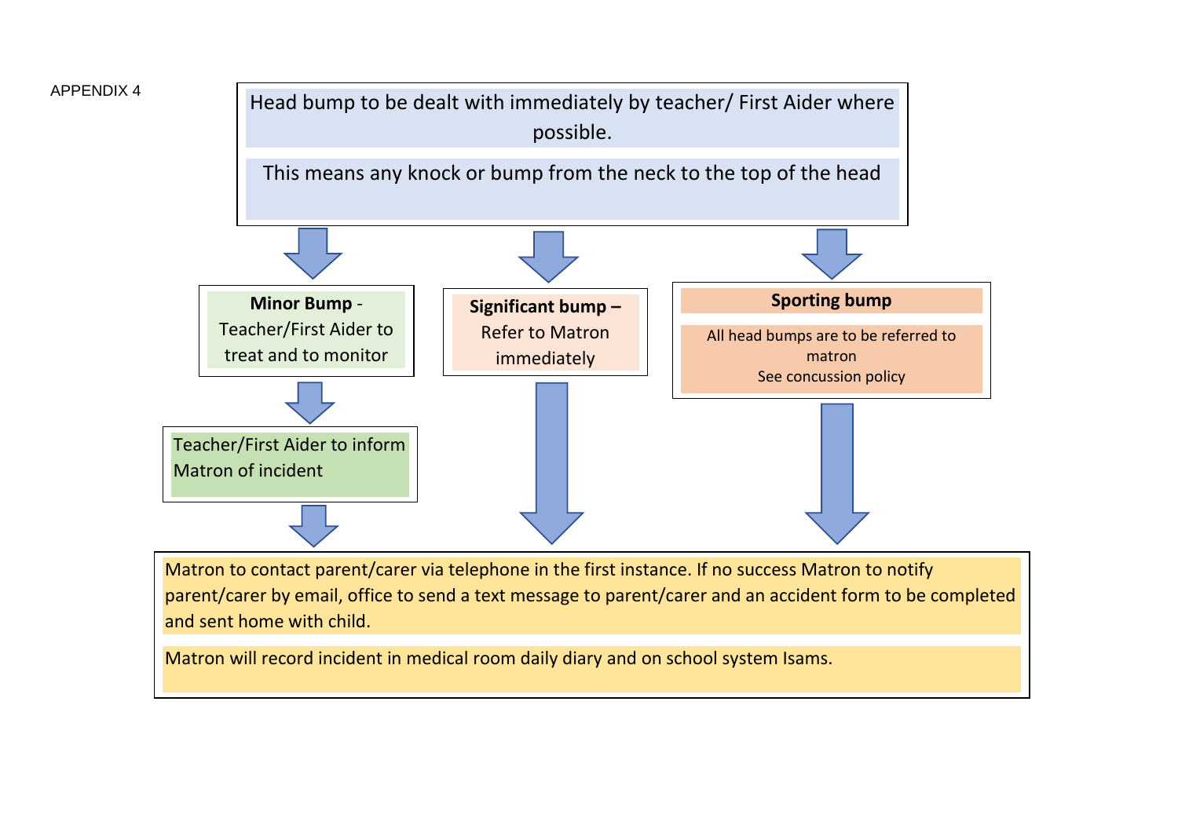APPENDIX 4

Head bump to be dealt with immediately by teacher/ First Aider where possible.

This means any knock or bump from the neck to the top of the head

**Minor Bump** - Teacher/First Aider to treat and to monitor

Teacher/First Aider to inform Matron of incident

**Significant bump –** Refer to Matron immediately

**Sporting bump**

All head bumps are to be referred to matron
See concussion policy

Matron to contact parent/carer via telephone in the first instance. If no success Matron to notify parent/carer by email, office to send a text message to parent/carer and an accident form to be completed and sent home with child.

Matron will record incident in medical room daily diary and on school system Isams.